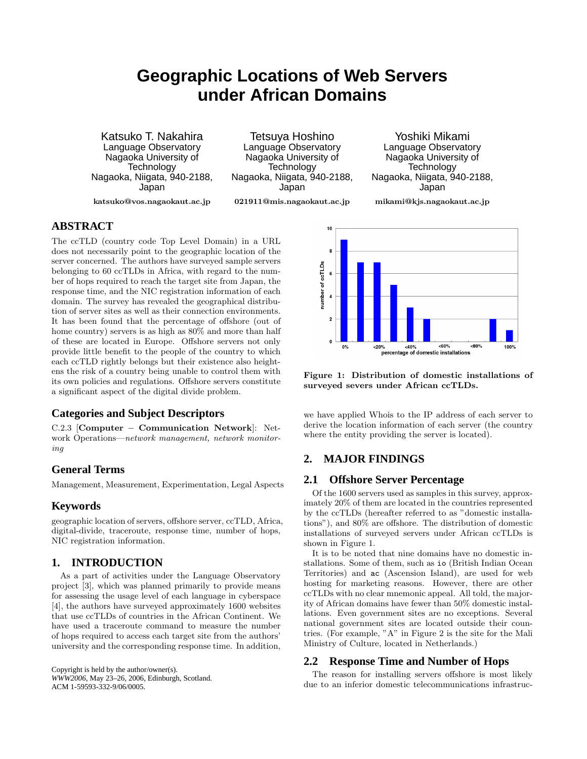# Geographic Locations of Web Servers under African Domains

Katsuko T. Nakahira
Language Observatory
Nagaoka University of Technology
Nagaoka, Niigata, 940-2188, Japan
katsuko@vos.nagaokaut.ac.jp

Tetsuya Hoshino
Language Observatory
Nagaoka University of Technology
Nagaoka, Niigata, 940-2188, Japan
021911@mis.nagaokaut.ac.jp

Yoshiki Mikami
Language Observatory
Nagaoka University of Technology
Nagaoka, Niigata, 940-2188, Japan
mikami@kjs.nagaokaut.ac.jp

## ABSTRACT

The ccTLD (country code Top Level Domain) in a URL does not necessarily point to the geographic location of the server concerned. The authors have surveyed sample servers belonging to 60 ccTLDs in Africa, with regard to the number of hops required to reach the target site from Japan, the response time, and the NIC registration information of each domain. The survey has revealed the geographical distribution of server sites as well as their connection environments. It has been found that the percentage of offshore (out of home country) servers is as high as 80% and more than half of these are located in Europe. Offshore servers not only provide little benefit to the people of the country to which each ccTLD rightly belongs but their existence also heightens the risk of a country being unable to control them with its own policies and regulations. Offshore servers constitute a significant aspect of the digital divide problem.

### Categories and Subject Descriptors

C.2.3 [**Computer – Communication Network**]: Network Operations—*network management, network monitoring*

### General Terms

Management, Measurement, Experimentation, Legal Aspects

### Keywords

geographic location of servers, offshore server, ccTLD, Africa, digital-divide, traceroute, response time, number of hops, NIC registration information.

## 1. INTRODUCTION

As a part of activities under the Language Observatory project [3], which was planned primarily to provide means for assessing the usage level of each language in cyberspace [4], the authors have surveyed approximately 1600 websites that use ccTLDs of countries in the African Continent. We have used a traceroute command to measure the number of hops required to access each target site from the authors' university and the corresponding response time. In addition, we have applied Whois to the IP address of each server to derive the location information of each server (the country where the entity providing the server is located).

Copyright is held by the author/owner(s).
*WWW2006*, May 23–26, 2006, Edinburgh, Scotland.
ACM 1-59593-332-9/06/0005.

**Figure 1: Distribution of domestic installations of surveyed severs under African ccTLDs.**

## 2. MAJOR FINDINGS

### 2.1 Offshore Server Percentage

Of the 1600 servers used as samples in this survey, approximately 20% of them are located in the countries represented by the ccTLDs (hereafter referred to as "domestic installations"), and 80% are offshore. The distribution of domestic installations of surveyed servers under African ccTLDs is shown in Figure 1.

It is to be noted that nine domains have no domestic installations. Some of them, such as io (British Indian Ocean Territories) and ac (Ascension Island), are used for web hosting for marketing reasons. However, there are other ccTLDs with no clear mnemonic appeal. All told, the majority of African domains have fewer than 50% domestic installations. Even government sites are no exceptions. Several national government sites are located outside their countries. (For example, "A" in Figure 2 is the site for the Mali Ministry of Culture, located in Netherlands.)

### 2.2 Response Time and Number of Hops

The reason for installing servers offshore is most likely due to an inferior domestic telecommunications infrastruc-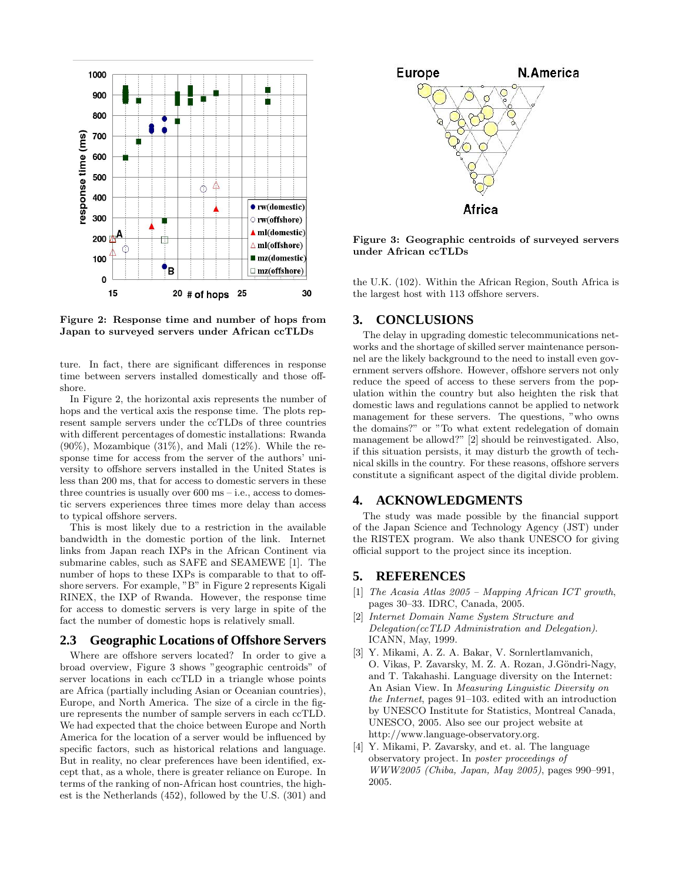1000
900
800
700
600
500
400
300
200
100
0
response time (ms)
15
20
# of hops
25
30
A
B
● rw(domestic)
○ rw(offshore)
▲ ml(domestic)
△ ml(offshore)
■ mz(domestic)
□ mz(offshore)

**Figure 2: Response time and number of hops from Japan to surveyed servers under African ccTLDs**

ture. In fact, there are significant differences in response time between servers installed domestically and those offshore.

In Figure 2, the horizontal axis represents the number of hops and the vertical axis the response time. The plots represent sample servers under the ccTLDs of three countries with different percentages of domestic installations: Rwanda (90%), Mozambique (31%), and Mali (12%). While the response time for access from the server of the authors' university to offshore servers installed in the United States is less than 200 ms, that for access to domestic servers in these three countries is usually over 600 ms – i.e., access to domestic servers experiences three times more delay than access to typical offshore servers.

This is most likely due to a restriction in the available bandwidth in the domestic portion of the link. Internet links from Japan reach IXPs in the African Continent via submarine cables, such as SAFE and SEAMEWE [1]. The number of hops to these IXPs is comparable to that to offshore servers. For example, "B" in Figure 2 represents Kigali RINEX, the IXP of Rwanda. However, the response time for access to domestic servers is very large in spite of the fact the number of domestic hops is relatively small.

## 2.3 Geographic Locations of Offshore Servers

Where are offshore servers located? In order to give a broad overview, Figure 3 shows "geographic centroids" of server locations in each ccTLD in a triangle whose points are Africa (partially including Asian or Oceanian countries), Europe, and North America. The size of a circle in the figure represents the number of sample servers in each ccTLD. We had expected that the choice between Europe and North America for the location of a server would be influenced by specific factors, such as historical relations and language. But in reality, no clear preferences have been identified, except that, as a whole, there is greater reliance on Europe. In terms of the ranking of non-African host countries, the highest is the Netherlands (452), followed by the U.S. (301) and the U.K. (102). Within the African Region, South Africa is the largest host with 113 offshore servers.

Europe
N.America
Africa

**Figure 3: Geographic centroids of surveyed servers under African ccTLDs**

## 3. CONCLUSIONS

The delay in upgrading domestic telecommunications networks and the shortage of skilled server maintenance personnel are the likely background to the need to install even government servers offshore. However, offshore servers not only reduce the speed of access to these servers from the population within the country but also heighten the risk that domestic laws and regulations cannot be applied to network management for these servers. The questions, "who owns the domains?" or "To what extent redelegation of domain management be allowd?" [2] should be reinvestigated. Also, if this situation persists, it may disturb the growth of technical skills in the country. For these reasons, offshore servers constitute a significant aspect of the digital divide problem.

## 4. ACKNOWLEDGMENTS

The study was made possible by the financial support of the Japan Science and Technology Agency (JST) under the RISTEX program. We also thank UNESCO for giving official support to the project since its inception.

## 5. REFERENCES

[1] *The Acasia Atlas 2005 – Mapping African ICT growth*, pages 30–33. IDRC, Canada, 2005.

[2] *Internet Domain Name System Structure and Delegation(ccTLD Administration and Delegation)*. ICANN, May, 1999.

[3] Y. Mikami, A. Z. A. Bakar, V. Sornlertlamvanich, O. Vikas, P. Zavarsky, M. Z. A. Rozan, J.Göndri-Nagy, and T. Takahashi. Language diversity on the Internet: An Asian View. In *Measuring Linguistic Diversity on the Internet*, pages 91–103. edited with an introduction by UNESCO Institute for Statistics, Montreal Canada, UNESCO, 2005. Also see our project website at http://www.language-observatory.org.

[4] Y. Mikami, P. Zavarsky, and et. al. The language observatory project. In *poster proceedings of WWW2005 (Chiba, Japan, May 2005)*, pages 990–991, 2005.